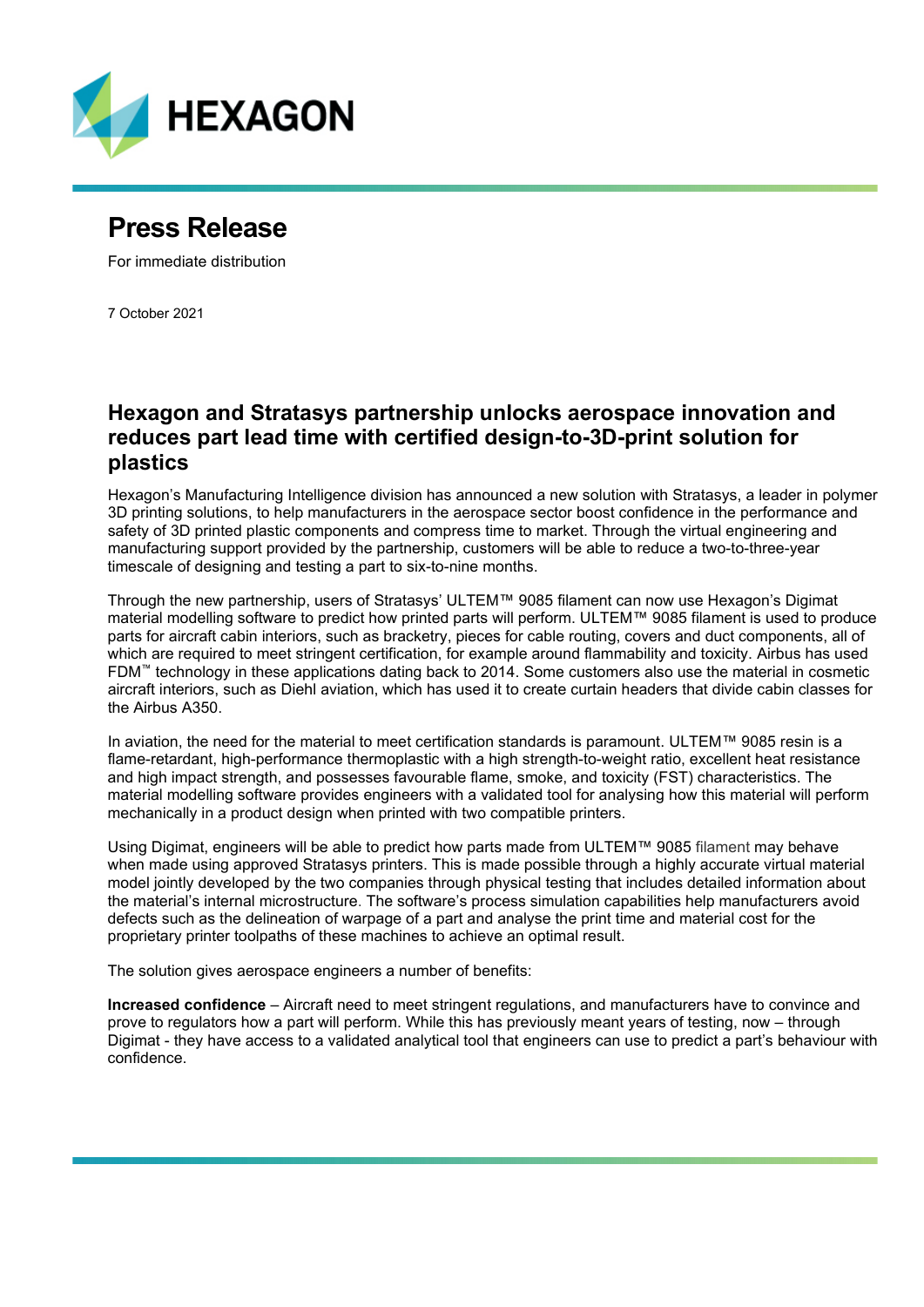HEXAGON

# Press Release

For immediate distribution

7 October 2021

## Hexagon and Stratasys partnership unlocks aerospace innovation and reduces part lead time with certified design-to-3D-print solution for plastics

Hexagon's Manufacturing Intelligence division has announced a new solution with Stratasys, a leader in polymer 3D printing solutions, to help manufacturers in the aerospace sector boost confidence in the performance and safety of 3D printed plastic components and compress time to market. Through the virtual engineering and manufacturing support provided by the partnership, customers will be able to reduce a two-to-three-year timescale of designing and testing a part to six-to-nine months.

Through the new partnership, users of Stratasys' ULTEM™ 9085 filament can now use Hexagon's Digimat material modelling software to predict how printed parts will perform. ULTEM™ 9085 filament is used to produce parts for aircraft cabin interiors, such as bracketry, pieces for cable routing, covers and duct components, all of which are required to meet stringent certification, for example around flammability and toxicity. Airbus has used FDM™ technology in these applications dating back to 2014. Some customers also use the material in cosmetic aircraft interiors, such as Diehl aviation, which has used it to create curtain headers that divide cabin classes for the Airbus A350.

In aviation, the need for the material to meet certification standards is paramount. ULTEM™ 9085 resin is a flame-retardant, high-performance thermoplastic with a high strength-to-weight ratio, excellent heat resistance and high impact strength, and possesses favourable flame, smoke, and toxicity (FST) characteristics. The material modelling software provides engineers with a validated tool for analysing how this material will perform mechanically in a product design when printed with two compatible printers.

Using Digimat, engineers will be able to predict how parts made from ULTEM™ 9085 filament may behave when made using approved Stratasys printers. This is made possible through a highly accurate virtual material model jointly developed by the two companies through physical testing that includes detailed information about the material's internal microstructure. The software's process simulation capabilities help manufacturers avoid defects such as the delineation of warpage of a part and analyse the print time and material cost for the proprietary printer toolpaths of these machines to achieve an optimal result.

The solution gives aerospace engineers a number of benefits:

**Increased confidence** – Aircraft need to meet stringent regulations, and manufacturers have to convince and prove to regulators how a part will perform. While this has previously meant years of testing, now – through Digimat - they have access to a validated analytical tool that engineers can use to predict a part's behaviour with confidence.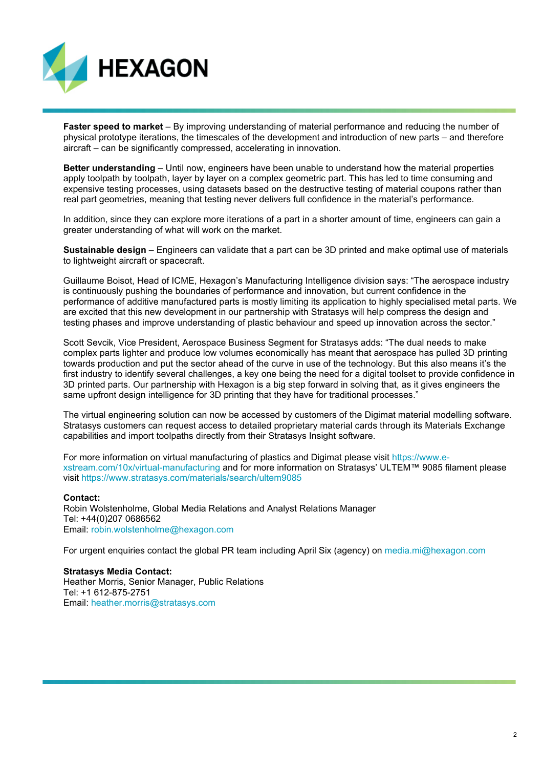**Faster speed to market** – By improving understanding of material performance and reducing the number of physical prototype iterations, the timescales of the development and introduction of new parts – and therefore aircraft – can be significantly compressed, accelerating in innovation.

**Better understanding** – Until now, engineers have been unable to understand how the material properties apply toolpath by toolpath, layer by layer on a complex geometric part. This has led to time consuming and expensive testing processes, using datasets based on the destructive testing of material coupons rather than real part geometries, meaning that testing never delivers full confidence in the material's performance.

In addition, since they can explore more iterations of a part in a shorter amount of time, engineers can gain a greater understanding of what will work on the market.

**Sustainable design** – Engineers can validate that a part can be 3D printed and make optimal use of materials to lightweight aircraft or spacecraft.

Guillaume Boisot, Head of ICME, Hexagon's Manufacturing Intelligence division says: "The aerospace industry is continuously pushing the boundaries of performance and innovation, but current confidence in the performance of additive manufactured parts is mostly limiting its application to highly specialised metal parts. We are excited that this new development in our partnership with Stratasys will help compress the design and testing phases and improve understanding of plastic behaviour and speed up innovation across the sector."

Scott Sevcik, Vice President, Aerospace Business Segment for Stratasys adds: "The dual needs to make complex parts lighter and produce low volumes economically has meant that aerospace has pulled 3D printing towards production and put the sector ahead of the curve in use of the technology. But this also means it's the first industry to identify several challenges, a key one being the need for a digital toolset to provide confidence in 3D printed parts. Our partnership with Hexagon is a big step forward in solving that, as it gives engineers the same upfront design intelligence for 3D printing that they have for traditional processes."

The virtual engineering solution can now be accessed by customers of the Digimat material modelling software. Stratasys customers can request access to detailed proprietary material cards through its Materials Exchange capabilities and import toolpaths directly from their Stratasys Insight software.

For more information on virtual manufacturing of plastics and Digimat please visit https://www.e-xstream.com/10x/virtual-manufacturing and for more information on Stratasys' ULTEM™ 9085 filament please visit https://www.stratasys.com/materials/search/ultem9085

**Contact:**
Robin Wolstenholme, Global Media Relations and Analyst Relations Manager
Tel: +44(0)207 0686562
Email: robin.wolstenholme@hexagon.com

For urgent enquiries contact the global PR team including April Six (agency) on media.mi@hexagon.com

**Stratasys Media Contact:**
Heather Morris, Senior Manager, Public Relations
Tel: +1 612-875-2751
Email: heather.morris@stratasys.com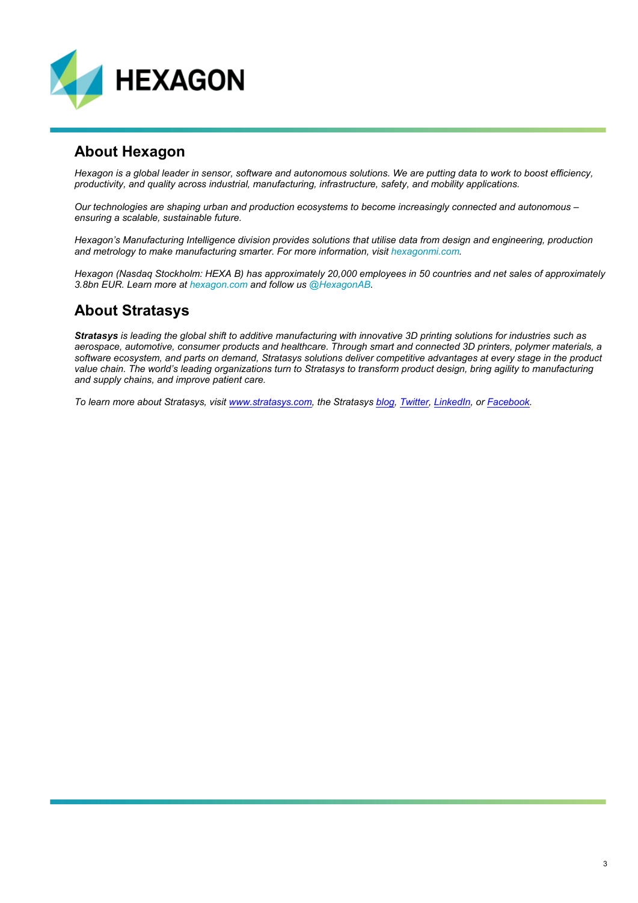## About Hexagon

*Hexagon is a global leader in sensor, software and autonomous solutions. We are putting data to work to boost efficiency, productivity, and quality across industrial, manufacturing, infrastructure, safety, and mobility applications.*

*Our technologies are shaping urban and production ecosystems to become increasingly connected and autonomous – ensuring a scalable, sustainable future.*

*Hexagon's Manufacturing Intelligence division provides solutions that utilise data from design and engineering, production and metrology to make manufacturing smarter. For more information, visit hexagonmi.com.*

*Hexagon (Nasdaq Stockholm: HEXA B) has approximately 20,000 employees in 50 countries and net sales of approximately 3.8bn EUR. Learn more at hexagon.com and follow us @HexagonAB.*

## About Stratasys

***Stratasys** is leading the global shift to additive manufacturing with innovative 3D printing solutions for industries such as aerospace, automotive, consumer products and healthcare. Through smart and connected 3D printers, polymer materials, a software ecosystem, and parts on demand, Stratasys solutions deliver competitive advantages at every stage in the product value chain. The world's leading organizations turn to Stratasys to transform product design, bring agility to manufacturing and supply chains, and improve patient care.*

*To learn more about Stratasys, visit www.stratasys.com, the Stratasys blog, Twitter, LinkedIn, or Facebook.*